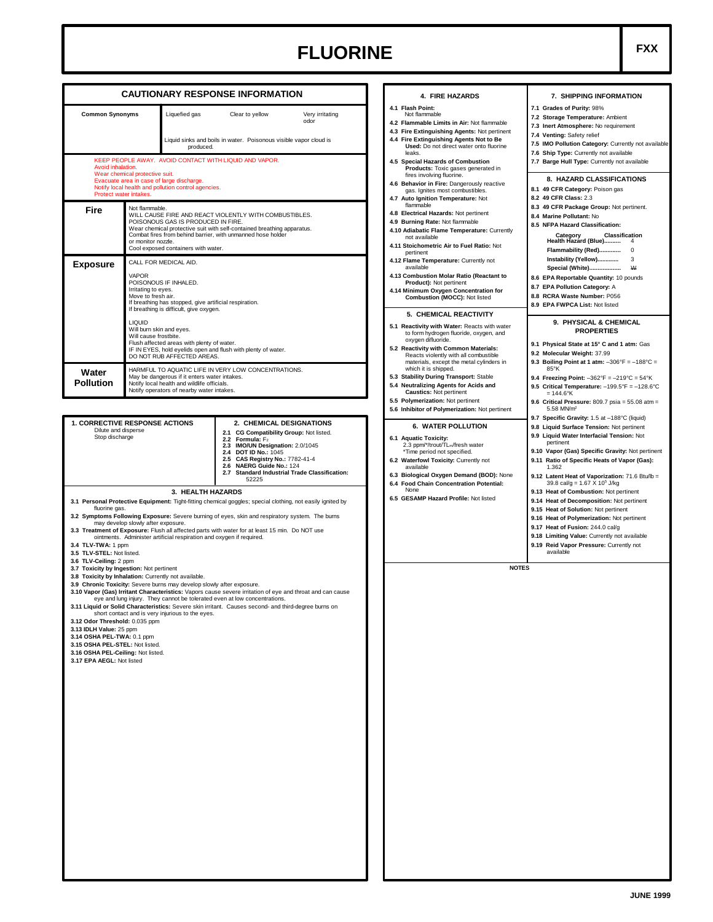# FLUORINE

FXX

## CAUTIONARY RESPONSE INFORMATION

| Common Synonyms | Liquefied gas | Clear to yellow | Very irritating odor |
|---|---|---|---|
| | Liquid sinks and boils in water. Poisonous visible vapor cloud is produced. | | |

KEEP PEOPLE AWAY. AVOID CONTACT WITH LIQUID AND VAPOR.
Avoid inhalation.
Wear chemical protective suit.
Evacuate area in case of large discharge.
Notify local health and pollution control agencies.
Protect water intakes.

**Fire**

Not flammable.
WILL CAUSE FIRE AND REACT VIOLENTLY WITH COMBUSTIBLES.
POISONOUS GAS IS PRODUCED IN FIRE.
Wear chemical protective suit with self-contained breathing apparatus.
Combat fires from behind barrier, with unmanned hose holder or monitor nozzle.
Cool exposed containers with water.

**Exposure**

CALL FOR MEDICAL AID.

VAPOR
POISONOUS IF INHALED.
Irritating to eyes.
Move to fresh air.
If breathing has stopped, give artificial respiration.
If breathing is difficult, give oxygen.

LIQUID
Will burn skin and eyes.
Will cause frostbite.
Flush affected areas with plenty of water.
IF IN EYES, hold eyelids open and flush with plenty of water.
DO NOT RUB AFFECTED AREAS.

**Water Pollution**

HARMFUL TO AQUATIC LIFE IN VERY LOW CONCENTRATIONS.
May be dangerous if it enters water intakes.
Notify local health and wildlife officials.
Notify operators of nearby water intakes.

### 1. CORRECTIVE RESPONSE ACTIONS

Dilute and disperse
Stop discharge

### 2. CHEMICAL DESIGNATIONS

**2.1 CG Compatibility Group:** Not listed.
**2.2 Formula:** $F_2$
**2.3 IMO/UN Designation:** 2.0/1045
**2.4 DOT ID No.:** 1045
**2.5 CAS Registry No.:** 7782-41-4
**2.6 NAERG Guide No.:** 124
**2.7 Standard Industrial Trade Classification:** 52225

### 3. HEALTH HAZARDS

**3.1 Personal Protective Equipment:** Tight-fitting chemical goggles; special clothing, not easily ignited by fluorine gas.
**3.2 Symptoms Following Exposure:** Severe burning of eyes, skin and respiratory system. The burns may develop slowly after exposure.
**3.3 Treatment of Exposure:** Flush all affected parts with water for at least 15 min. Do NOT use ointments. Administer artificial respiration and oxygen if required.
**3.4 TLV-TWA:** 1 ppm
**3.5 TLV-STEL:** Not listed.
**3.6 TLV-Ceiling:** 2 ppm
**3.7 Toxicity by Ingestion:** Not pertinent
**3.8 Toxicity by Inhalation:** Currently not available.
**3.9 Chronic Toxicity:** Severe burns may develop slowly after exposure.
**3.10 Vapor (Gas) Irritant Characteristics:** Vapors cause severe irritation of eye and throat and can cause eye and lung injury. They cannot be tolerated even at low concentrations.
**3.11 Liquid or Solid Characteristics:** Severe skin irritant. Causes second- and third-degree burns on short contact and is very injurious to the eyes.
**3.12 Odor Threshold:** 0.035 ppm
**3.13 IDLH Value:** 25 ppm
**3.14 OSHA PEL-TWA:** 0.1 ppm
**3.15 OSHA PEL-STEL:** Not listed.
**3.16 OSHA PEL-Ceiling:** Not listed.
**3.17 EPA AEGL:** Not listed

### 4. FIRE HAZARDS

**4.1 Flash Point:** Not flammable
**4.2 Flammable Limits in Air:** Not flammable
**4.3 Fire Extinguishing Agents:** Not pertinent
**4.4 Fire Extinguishing Agents Not to Be Used:** Do not direct water onto fluorine leaks.
**4.5 Special Hazards of Combustion Products:** Toxic gases generated in fires involving fluorine.
**4.6 Behavior in Fire:** Dangerously reactive gas. Ignites most combustibles.
**4.7 Auto Ignition Temperature:** Not flammable
**4.8 Electrical Hazards:** Not pertinent
**4.9 Burning Rate:** Not flammable
**4.10 Adiabatic Flame Temperature:** Currently not available
**4.11 Stoichometric Air to Fuel Ratio:** Not pertinent
**4.12 Flame Temperature:** Currently not available
**4.13 Combustion Molar Ratio (Reactant to Product):** Not pertinent
**4.14 Minimum Oxygen Concentration for Combustion (MOCC):** Not listed

### 5. CHEMICAL REACTIVITY

**5.1 Reactivity with Water:** Reacts with water to form hydrogen fluoride, oxygen, and oxygen difluoride.
**5.2 Reactivity with Common Materials:** Reacts violently with all combustible materials, except the metal cylinders in which it is shipped.
**5.3 Stability During Transport:** Stable
**5.4 Neutralizing Agents for Acids and Caustics:** Not pertinent
**5.5 Polymerization:** Not pertinent
**5.6 Inhibitor of Polymerization:** Not pertinent

### 6. WATER POLLUTION

**6.1 Aquatic Toxicity:**
2.3 ppm/\*/trout/$TL_m$/fresh water
\*Time period not specified.
**6.2 Waterfowl Toxicity:** Currently not available
**6.3 Biological Oxygen Demand (BOD):** None
**6.4 Food Chain Concentration Potential:** None
**6.5 GESAMP Hazard Profile:** Not listed

### 7. SHIPPING INFORMATION

**7.1 Grades of Purity:** 98%
**7.2 Storage Temperature:** Ambient
**7.3 Inert Atmosphere:** No requirement
**7.4 Venting:** Safety relief
**7.5 IMO Pollution Category:** Currently not available
**7.6 Ship Type:** Currently not available
**7.7 Barge Hull Type:** Currently not available

### 8. HAZARD CLASSIFICATIONS

**8.1 49 CFR Category:** Poison gas
**8.2 49 CFR Class:** 2.3
**8.3 49 CFR Package Group:** Not pertinent.
**8.4 Marine Pollutant:** No
**8.5 NFPA Hazard Classification:**

| Category | Classification |
|---|---|
| Health Hazard (Blue) | 4 |
| Flammability (Red) | 0 |
| Instability (Yellow) | 3 |
| Special (White) | ~~W~~ |

**8.6 EPA Reportable Quantity:** 10 pounds
**8.7 EPA Pollution Category:** A
**8.8 RCRA Waste Number:** P056
**8.9 EPA FWPCA List:** Not listed

### 9. PHYSICAL & CHEMICAL PROPERTIES

**9.1 Physical State at 15° C and 1 atm:** Gas
**9.2 Molecular Weight:** 37.99
**9.3 Boiling Point at 1 atm:** –306°F = –188°C = 85°K
**9.4 Freezing Point:** –362°F = –219°C = 54°K
**9.5 Critical Temperature:** –199.5°F = –128.6°C = 144.6°K
**9.6 Critical Pressure:** 809.7 psia = 55.08 atm = 5.58 $MN/m^2$
**9.7 Specific Gravity:** 1.5 at –188°C (liquid)
**9.8 Liquid Surface Tension:** Not pertinent
**9.9 Liquid Water Interfacial Tension:** Not pertinent
**9.10 Vapor (Gas) Specific Gravity:** Not pertinent
**9.11 Ratio of Specific Heats of Vapor (Gas):** 1.362
**9.12 Latent Heat of Vaporization:** 71.6 Btu/lb = 39.8 cal/g = 1.67 X $10^5$ J/kg
**9.13 Heat of Combustion:** Not pertinent
**9.14 Heat of Decomposition:** Not pertinent
**9.15 Heat of Solution:** Not pertinent
**9.16 Heat of Polymerization:** Not pertinent
**9.17 Heat of Fusion:** 244.0 cal/g
**9.18 Limiting Value:** Currently not available
**9.19 Reid Vapor Pressure:** Currently not available

**NOTES**

JUNE 1999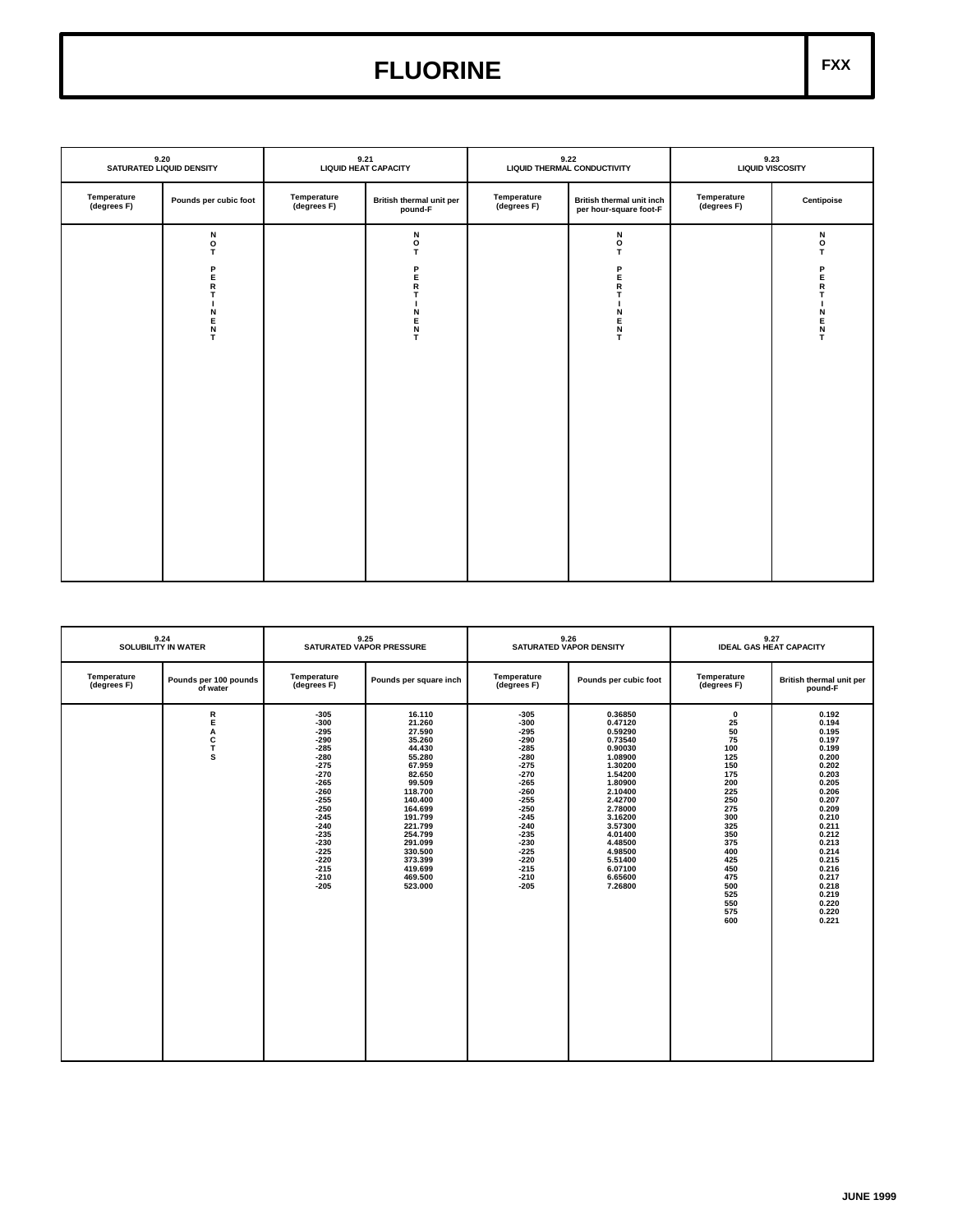# FLUORINE

FXX

| 9.20 SATURATED LIQUID DENSITY | | 9.21 LIQUID HEAT CAPACITY | | 9.22 LIQUID THERMAL CONDUCTIVITY | | 9.23 LIQUID VISCOSITY | |
|---|---|---|---|---|---|---|---|
| Temperature (degrees F) | Pounds per cubic foot | Temperature (degrees F) | British thermal unit per pound-F | Temperature (degrees F) | British thermal unit inch per hour-square foot-F | Temperature (degrees F) | Centipoise |
| | NOT PERTINENT | | NOT PERTINENT | | NOT PERTINENT | | NOT PERTINENT |

| 9.24 SOLUBILITY IN WATER | | 9.25 SATURATED VAPOR PRESSURE | | 9.26 SATURATED VAPOR DENSITY | | 9.27 IDEAL GAS HEAT CAPACITY | |
|---|---|---|---|---|---|---|---|
| Temperature (degrees F) | Pounds per 100 pounds of water | Temperature (degrees F) | Pounds per square inch | Temperature (degrees F) | Pounds per cubic foot | Temperature (degrees F) | British thermal unit per pound-F |
| | REACTS | -305 | 16.110 | -305 | 0.36850 | 0 | 0.192 |
| | | -300 | 21.260 | -300 | 0.47120 | 25 | 0.194 |
| | | -295 | 27.590 | -295 | 0.59290 | 50 | 0.195 |
| | | -290 | 35.260 | -290 | 0.73540 | 75 | 0.197 |
| | | -285 | 44.430 | -285 | 0.90030 | 100 | 0.199 |
| | | -280 | 55.280 | -280 | 1.08900 | 125 | 0.200 |
| | | -275 | 67.959 | -275 | 1.30200 | 150 | 0.202 |
| | | -270 | 82.650 | -270 | 1.54200 | 175 | 0.203 |
| | | -265 | 99.509 | -265 | 1.80900 | 200 | 0.205 |
| | | -260 | 118.700 | -260 | 2.10400 | 225 | 0.206 |
| | | -255 | 140.400 | -255 | 2.42700 | 250 | 0.207 |
| | | -250 | 164.699 | -250 | 2.78000 | 275 | 0.209 |
| | | -245 | 191.799 | -245 | 3.16200 | 300 | 0.210 |
| | | -240 | 221.799 | -240 | 3.57300 | 325 | 0.211 |
| | | -235 | 254.799 | -235 | 4.01400 | 350 | 0.212 |
| | | -230 | 291.099 | -230 | 4.48500 | 375 | 0.213 |
| | | -225 | 330.500 | -225 | 4.98500 | 400 | 0.214 |
| | | -220 | 373.399 | -220 | 5.51400 | 425 | 0.215 |
| | | -215 | 419.699 | -215 | 6.07100 | 450 | 0.216 |
| | | -210 | 469.500 | -210 | 6.65600 | 475 | 0.217 |
| | | -205 | 523.000 | -205 | 7.26800 | 500 | 0.218 |
| | | | | | | 525 | 0.219 |
| | | | | | | 550 | 0.220 |
| | | | | | | 575 | 0.220 |
| | | | | | | 600 | 0.221 |

JUNE 1999